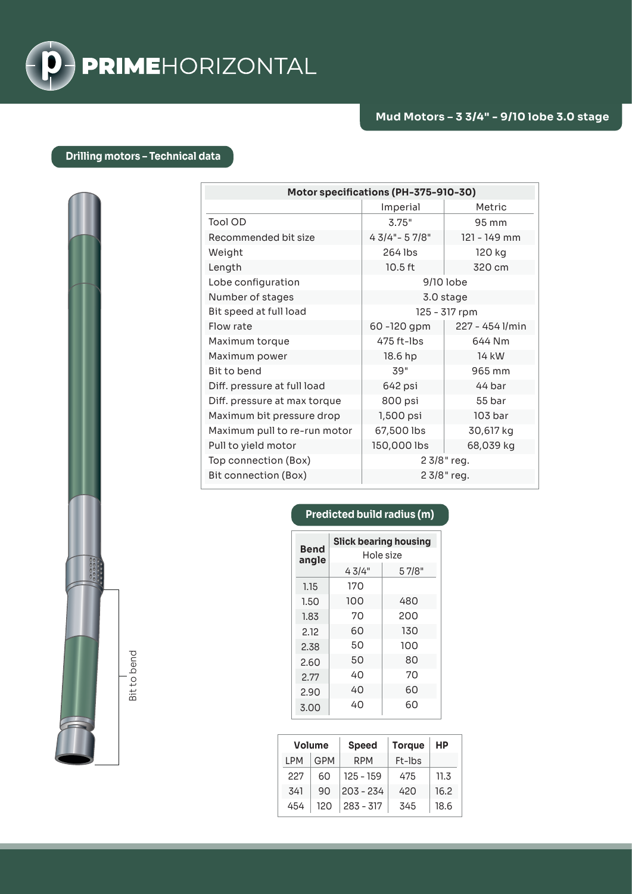# PRIMEHORIZONTAL

## Mud Motors – 3 3/4" - 9/10 lobe 3.0 stage

### Drilling motors – Technical data

Bit to bend

| Motor specifications (PH-375-910-30) | | |
|---|---|---|
| | Imperial | Metric |
| Tool OD | 3.75" | 95 mm |
| Recommended bit size | 4 3/4"- 5 7/8" | 121 - 149 mm |
| Weight | 264 lbs | 120 kg |
| Length | 10.5 ft | 320 cm |
| Lobe configuration | 9/10 lobe | |
| Number of stages | 3.0 stage | |
| Bit speed at full load | 125 - 317 rpm | |
| Flow rate | 60 -120 gpm | 227 - 454 l/min |
| Maximum torque | 475 ft-lbs | 644 Nm |
| Maximum power | 18.6 hp | 14 kW |
| Bit to bend | 39" | 965 mm |
| Diff. pressure at full load | 642 psi | 44 bar |
| Diff. pressure at max torque | 800 psi | 55 bar |
| Maximum bit pressure drop | 1,500 psi | 103 bar |
| Maximum pull to re-run motor | 67,500 lbs | 30,617 kg |
| Pull to yield motor | 150,000 lbs | 68,039 kg |
| Top connection (Box) | 2 3/8" reg. | |
| Bit connection (Box) | 2 3/8" reg. | |

### Predicted build radius (m)

| Bend angle | Slick bearing housing | |
|---|---|---|
| | Hole size | |
| | 4 3/4" | 5 7/8" |
| 1.15 | 170 | |
| 1.50 | 100 | 480 |
| 1.83 | 70 | 200 |
| 2.12 | 60 | 130 |
| 2.38 | 50 | 100 |
| 2.60 | 50 | 80 |
| 2.77 | 40 | 70 |
| 2.90 | 40 | 60 |
| 3.00 | 40 | 60 |

| Volume | | Speed | Torque | HP |
|---|---|---|---|---|
| LPM | GPM | RPM | Ft-lbs | |
| 227 | 60 | 125 - 159 | 475 | 11.3 |
| 341 | 90 | 203 - 234 | 420 | 16.2 |
| 454 | 120 | 283 - 317 | 345 | 18.6 |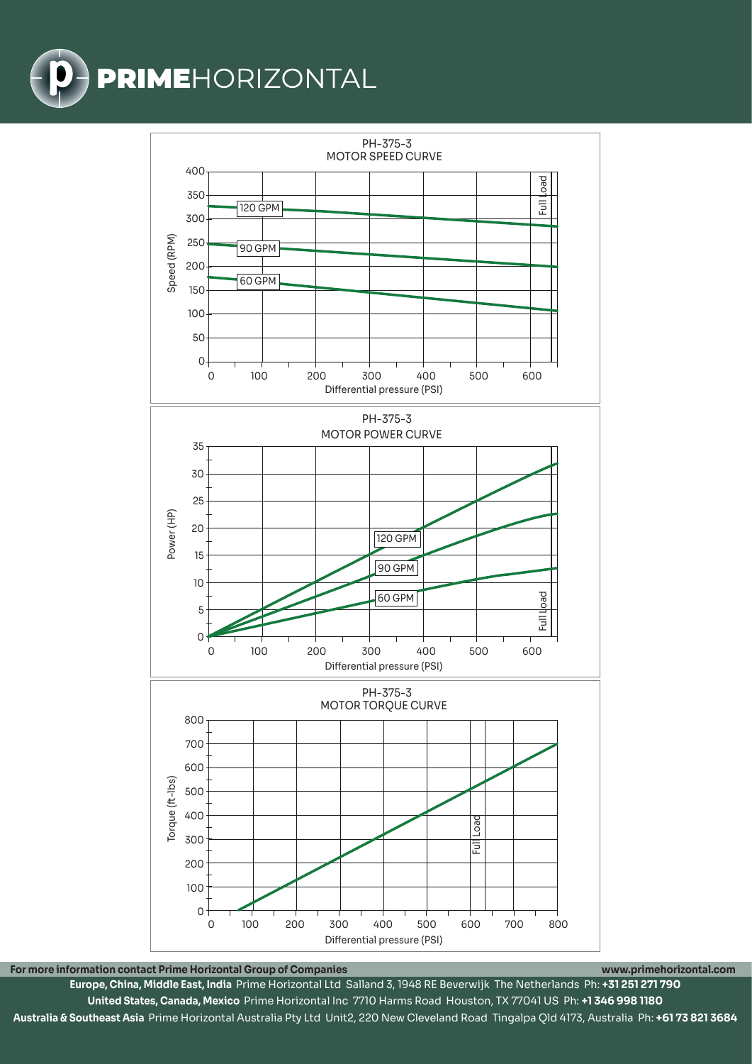PRIMEHORIZONTAL

PH-375-3
MOTOR SPEED CURVE

Speed (RPM)

0
50
100
150
200
250
300
350
400

Differential pressure (PSI)

0
100
200
300
400
500
600

120 GPM
90 GPM
60 GPM
Full Load

PH-375-3
MOTOR POWER CURVE

Power (HP)

0
5
10
15
20
25
30
35

Differential pressure (PSI)

0
100
200
300
400
500
600

120 GPM
90 GPM
60 GPM
Full Load

PH-375-3
MOTOR TORQUE CURVE

Torque (ft-lbs)

0
100
200
300
400
500
600
700
800

Differential pressure (PSI)

0
100
200
300
400
500
600
700
800

Full Load

**For more information contact Prime Horizontal Group of Companies** **www.primehorizontal.com**

**Europe, China, Middle East, India** Prime Horizontal Ltd Salland 3, 1948 RE Beverwijk The Netherlands Ph: **+31 251 271 790**

**United States, Canada, Mexico** Prime Horizontal Inc 7710 Harms Road Houston, TX 77041 US Ph: **+1 346 998 1180**

**Australia & Southeast Asia** Prime Horizontal Australia Pty Ltd Unit2, 220 New Cleveland Road Tingalpa Qld 4173, Australia Ph: **+61 73 821 3684**